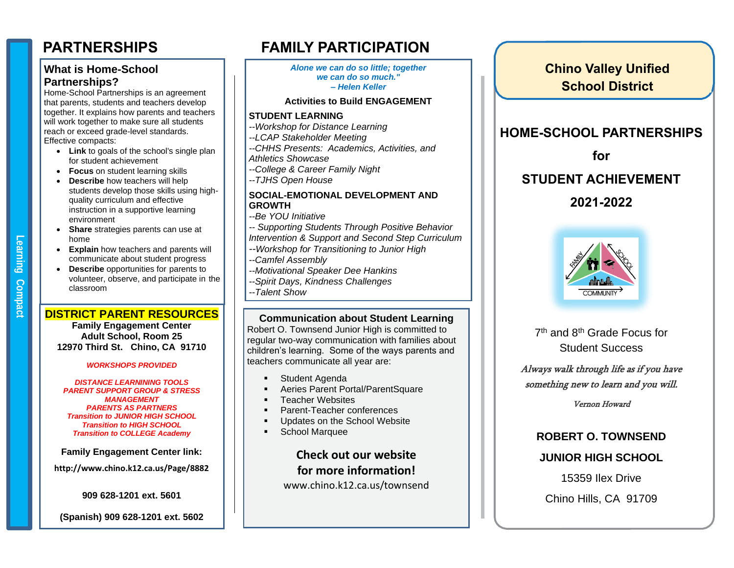Learning Compact

# PARTNERSHIPS

## What is Home-School Partnerships?

Home-School Partnerships is an agreement that parents, students and teachers develop together. It explains how parents and teachers will work together to make sure all students reach or exceed grade-level standards.
Effective compacts:

- **Link** to goals of the school's single plan for student achievement
- **Focus** on student learning skills
- **Describe** how teachers will help students develop those skills using high-quality curriculum and effective instruction in a supportive learning environment
- **Share** strategies parents can use at home
- **Explain** how teachers and parents will communicate about student progress
- **Describe** opportunities for parents to volunteer, observe, and participate in the classroom

## DISTRICT PARENT RESOURCES

**Family Engagement Center**
**Adult School, Room 25**
**12970 Third St. Chino, CA 91710**

***WORKSHOPS PROVIDED***

***DISTANCE LEARNINING TOOLS***
***PARENT SUPPORT GROUP & STRESS MANAGEMENT***
***PARENTS AS PARTNERS***
***Transition to JUNIOR HIGH SCHOOL***
***Transition to HIGH SCHOOL***
***Transition to COLLEGE Academy***

**Family Engagement Center link:**

**http://www.chino.k12.ca.us/Page/8882**

**909 628-1201 ext. 5601**

**(Spanish) 909 628-1201 ext. 5602**

# FAMILY PARTICIPATION

***Alone we can do so little; together we can do so much." – Helen Keller***

**Activities to Build ENGAGEMENT**

**STUDENT LEARNING**
*--Workshop for Distance Learning*
*--LCAP Stakeholder Meeting*
*--CHHS Presents: Academics, Activities, and Athletics Showcase*
*--College & Career Family Night*
*--TJHS Open House*

**SOCIAL-EMOTIONAL DEVELOPMENT AND GROWTH**
*--Be YOU Initiative*
*-- Supporting Students Through Positive Behavior Intervention & Support and Second Step Curriculum*
*--Workshop for Transitioning to Junior High*
*--Camfel Assembly*
*--Motivational Speaker Dee Hankins*
*--Spirit Days, Kindness Challenges*
*--Talent Show*

## Communication about Student Learning

Robert O. Townsend Junior High is committed to regular two-way communication with families about children's learning. Some of the ways parents and teachers communicate all year are:

- Student Agenda
- Aeries Parent Portal/ParentSquare
- Teacher Websites
- Parent-Teacher conferences
- Updates on the School Website
- School Marquee

**Check out our website for more information!**
www.chino.k12.ca.us/townsend

## Chino Valley Unified School District

# HOME-SCHOOL PARTNERSHIPS for STUDENT ACHIEVEMENT 2021-2022

FAMILY SCHOOL COMMUNITY

7th and 8th Grade Focus for Student Success

*Always walk through life as if you have something new to learn and you will.*

*Vernon Howard*

**ROBERT O. TOWNSEND JUNIOR HIGH SCHOOL**
15359 Ilex Drive
Chino Hills, CA 91709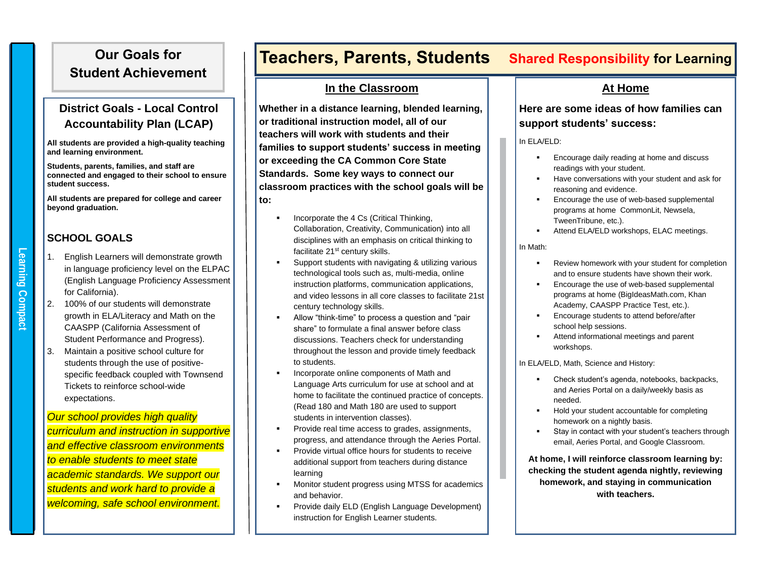Learning Compact

# Our Goals for Student Achievement

## District Goals - Local Control Accountability Plan (LCAP)

**All students are provided a high-quality teaching and learning environment.**

**Students, parents, families, and staff are connected and engaged to their school to ensure student success.**

**All students are prepared for college and career beyond graduation.**

### SCHOOL GOALS

1. English Learners will demonstrate growth in language proficiency level on the ELPAC (English Language Proficiency Assessment for California).
2. 100% of our students will demonstrate growth in ELA/Literacy and Math on the CAASPP (California Assessment of Student Performance and Progress).
3. Maintain a positive school culture for students through the use of positive-specific feedback coupled with Townsend Tickets to reinforce school-wide expectations.

*Our school provides high quality curriculum and instruction in supportive and effective classroom environments to enable students to meet state academic standards. We support our students and work hard to provide a welcoming, safe school environment.*

# Teachers, Parents, Students Shared Responsibility for Learning

## In the Classroom

**Whether in a distance learning, blended learning, or traditional instruction model, all of our teachers will work with students and their families to support students' success in meeting or exceeding the CA Common Core State Standards. Some key ways to connect our classroom practices with the school goals will be to:**

- Incorporate the 4 Cs (Critical Thinking, Collaboration, Creativity, Communication) into all disciplines with an emphasis on critical thinking to facilitate 21st century skills.
- Support students with navigating & utilizing various technological tools such as, multi-media, online instruction platforms, communication applications, and video lessons in all core classes to facilitate 21st century technology skills.
- Allow "think-time" to process a question and "pair share" to formulate a final answer before class discussions. Teachers check for understanding throughout the lesson and provide timely feedback to students.
- Incorporate online components of Math and Language Arts curriculum for use at school and at home to facilitate the continued practice of concepts. (Read 180 and Math 180 are used to support students in intervention classes).
- Provide real time access to grades, assignments, progress, and attendance through the Aeries Portal.
- Provide virtual office hours for students to receive additional support from teachers during distance learning
- Monitor student progress using MTSS for academics and behavior.
- Provide daily ELD (English Language Development) instruction for English Learner students.

## At Home

**Here are some ideas of how families can support students' success:**

In ELA/ELD:

- Encourage daily reading at home and discuss readings with your student.
- Have conversations with your student and ask for reasoning and evidence.
- Encourage the use of web-based supplemental programs at home CommonLit, Newsela, TweenTribune, etc.).
- Attend ELA/ELD workshops, ELAC meetings.

In Math:

- Review homework with your student for completion and to ensure students have shown their work.
- Encourage the use of web-based supplemental programs at home (BigIdeasMath.com, Khan Academy, CAASPP Practice Test, etc.).
- Encourage students to attend before/after school help sessions.
- Attend informational meetings and parent workshops.

In ELA/ELD, Math, Science and History:

- Check student's agenda, notebooks, backpacks, and Aeries Portal on a daily/weekly basis as needed.
- Hold your student accountable for completing homework on a nightly basis.
- Stay in contact with your student's teachers through email, Aeries Portal, and Google Classroom.

**At home, I will reinforce classroom learning by: checking the student agenda nightly, reviewing homework, and staying in communication with teachers.**